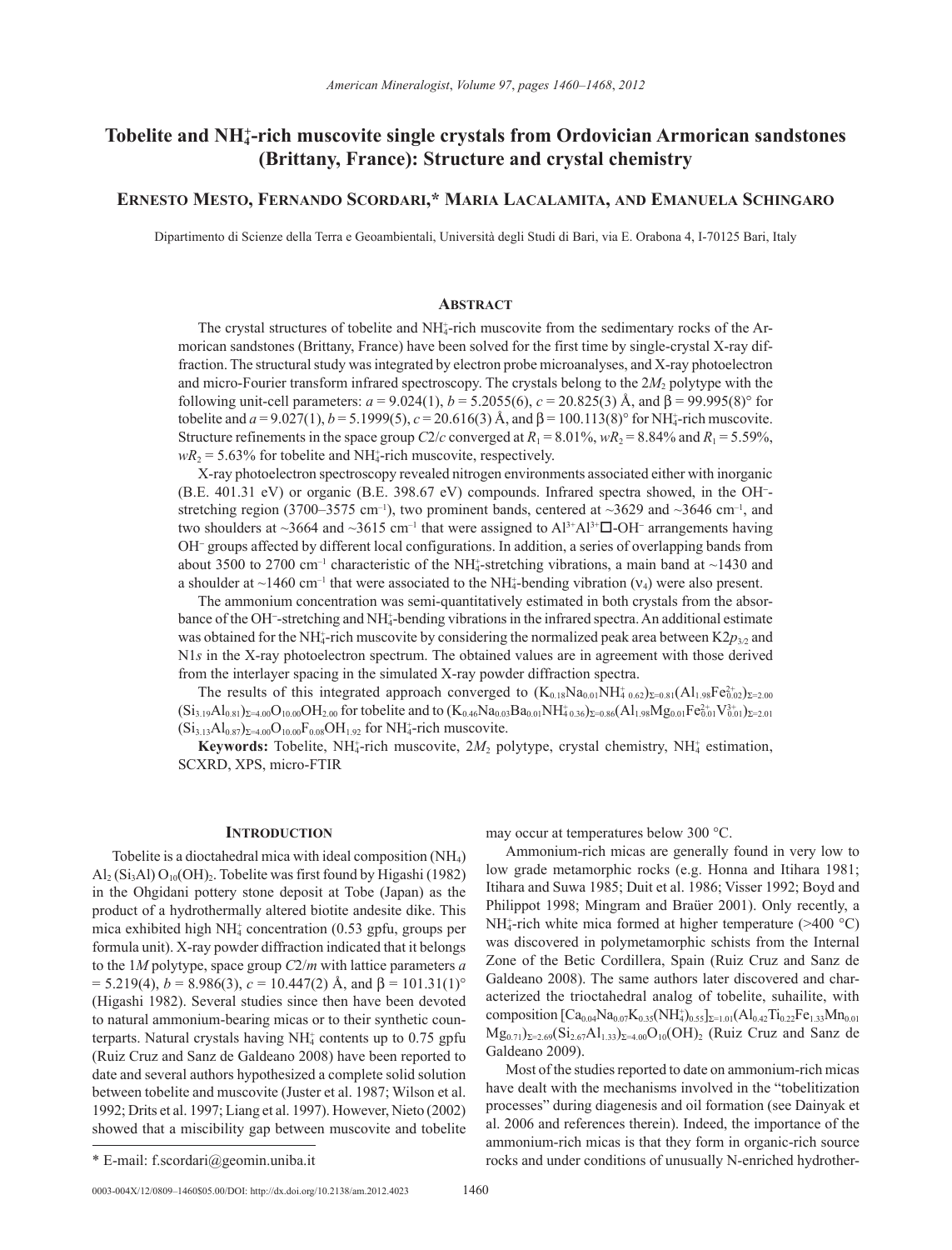# Tobelite and $NH_4^+$-rich muscovite single crystals from Ordovician Armorican sandstones (Brittany, France): Structure and crystal chemistry

**Ernesto Mesto, Fernando Scordari,\* Maria Lacalamita, and Emanuela Schingaro**

Dipartimento di Scienze della Terra e Geoambientali, Università degli Studi di Bari, via E. Orabona 4, I-70125 Bari, Italy

## Abstract

The crystal structures of tobelite and $NH_4^+$-rich muscovite from the sedimentary rocks of the Armorican sandstones (Brittany, France) have been solved for the first time by single-crystal X-ray diffraction. The structural study was integrated by electron probe microanalyses, and X-ray photoelectron and micro-Fourier transform infrared spectroscopy. The crystals belong to the $2M_2$ polytype with the following unit-cell parameters: $a$ = 9.024(1), $b$ = 5.2055(6), $c$ = 20.825(3) Å, and β = 99.995(8)° for tobelite and $a$ = 9.027(1), $b$ = 5.1999(5), $c$ = 20.616(3) Å, and β = 100.113(8)° for $NH_4^+$-rich muscovite. Structure refinements in the space group $C2/c$ converged at $R_1$ = 8.01%, $wR_2$ = 8.84% and $R_1$ = 5.59%, $wR_2$ = 5.63% for tobelite and $NH_4^+$-rich muscovite, respectively.

X-ray photoelectron spectroscopy revealed nitrogen environments associated either with inorganic (B.E. 401.31 eV) or organic (B.E. 398.67 eV) compounds. Infrared spectra showed, in the $OH^-$-stretching region (3700–3575 $cm^{-1}$), two prominent bands, centered at ~3629 and ~3646 $cm^{-1}$, and two shoulders at ~3664 and ~3615 $cm^{-1}$ that were assigned to $Al^{3+}Al^{3+}\square$-$OH^-$ arrangements having $OH^-$ groups affected by different local configurations. In addition, a series of overlapping bands from about 3500 to 2700 $cm^{-1}$ characteristic of the $NH_4^+$-stretching vibrations, a main band at ~1430 and a shoulder at ~1460 $cm^{-1}$ that were associated to the $NH_4^+$-bending vibration ($\nu_4$) were also present.

The ammonium concentration was semi-quantitatively estimated in both crystals from the absorbance of the $OH^-$-stretching and $NH_4^+$-bending vibrations in the infrared spectra. An additional estimate was obtained for the $NH_4^+$-rich muscovite by considering the normalized peak area between K2$p_{3/2}$ and N1$s$ in the X-ray photoelectron spectrum. The obtained values are in agreement with those derived from the interlayer spacing in the simulated X-ray powder diffraction spectra.

The results of this integrated approach converged to $(K_{0.18}Na_{0.01}NH^+_{4\,0.62})_{\Sigma=0.81}(Al_{1.98}Fe^{2+}_{0.02})_{\Sigma=2.00}(Si_{3.19}Al_{0.81})_{\Sigma=4.00}O_{10.00}OH_{2.00}$ for tobelite and to $(K_{0.46}Na_{0.03}Ba_{0.01}NH^+_{4\,0.36})_{\Sigma=0.86}(Al_{1.98}Mg_{0.01}Fe^{2+}_{0.01}V^{3+}_{0.01})_{\Sigma=2.01}(Si_{3.13}Al_{0.87})_{\Sigma=4.00}O_{10.00}F_{0.08}OH_{1.92}$ for $NH_4^+$-rich muscovite.

**Keywords:** Tobelite, $NH_4^+$-rich muscovite, $2M_2$ polytype, crystal chemistry, $NH_4^+$ estimation, SCXRD, XPS, micro-FTIR

## Introduction

Tobelite is a dioctahedral mica with ideal composition $(NH_4)Al_2(Si_3Al)O_{10}(OH)_2$. Tobelite was first found by Higashi (1982) in the Ohgidani pottery stone deposit at Tobe (Japan) as the product of a hydrothermally altered biotite andesite dike. This mica exhibited high $NH_4^+$ concentration (0.53 gpfu, groups per formula unit). X-ray powder diffraction indicated that it belongs to the $1M$ polytype, space group $C2/m$ with lattice parameters $a$ = 5.219(4), $b$ = 8.986(3), $c$ = 10.447(2) Å, and β = 101.31(1)° (Higashi 1982). Several studies since then have been devoted to natural ammonium-bearing micas or to their synthetic counterparts. Natural crystals having $NH_4^+$ contents up to 0.75 gpfu (Ruiz Cruz and Sanz de Galdeano 2008) have been reported to date and several authors hypothesized a complete solid solution between tobelite and muscovite (Juster et al. 1987; Wilson et al. 1992; Drits et al. 1997; Liang et al. 1997). However, Nieto (2002) showed that a miscibility gap between muscovite and tobelite may occur at temperatures below 300 °C.

Ammonium-rich micas are generally found in very low to low grade metamorphic rocks (e.g. Honna and Itihara 1981; Itihara and Suwa 1985; Duit et al. 1986; Visser 1992; Boyd and Philippot 1998; Mingram and Braüer 2001). Only recently, a $NH_4^+$-rich white mica formed at higher temperature (>400 °C) was discovered in polymetamorphic schists from the Internal Zone of the Betic Cordillera, Spain (Ruiz Cruz and Sanz de Galdeano 2008). The same authors later discovered and characterized the trioctahedral analog of tobelite, suhailite, with composition $[Ca_{0.04}Na_{0.07}K_{0.35}(NH_4^+)_{0.55}]_{\Sigma=1.01}(Al_{0.42}Ti_{0.22}Fe_{1.33}Mn_{0.01}Mg_{0.71})_{\Sigma=2.69}(Si_{2.67}Al_{1.33})_{\Sigma=4.00}O_{10}(OH)_2$ (Ruiz Cruz and Sanz de Galdeano 2009).

Most of the studies reported to date on ammonium-rich micas have dealt with the mechanisms involved in the "tobelitization processes" during diagenesis and oil formation (see Dainyak et al. 2006 and references therein). Indeed, the importance of the ammonium-rich micas is that they form in organic-rich source rocks and under conditions of unusually N-enriched hydrother-

\* E-mail: f.scordari@geomin.uniba.it

0003-004X/12/0809–1460\$05.00/DOI: http://dx.doi.org/10.2138/am.2012.4023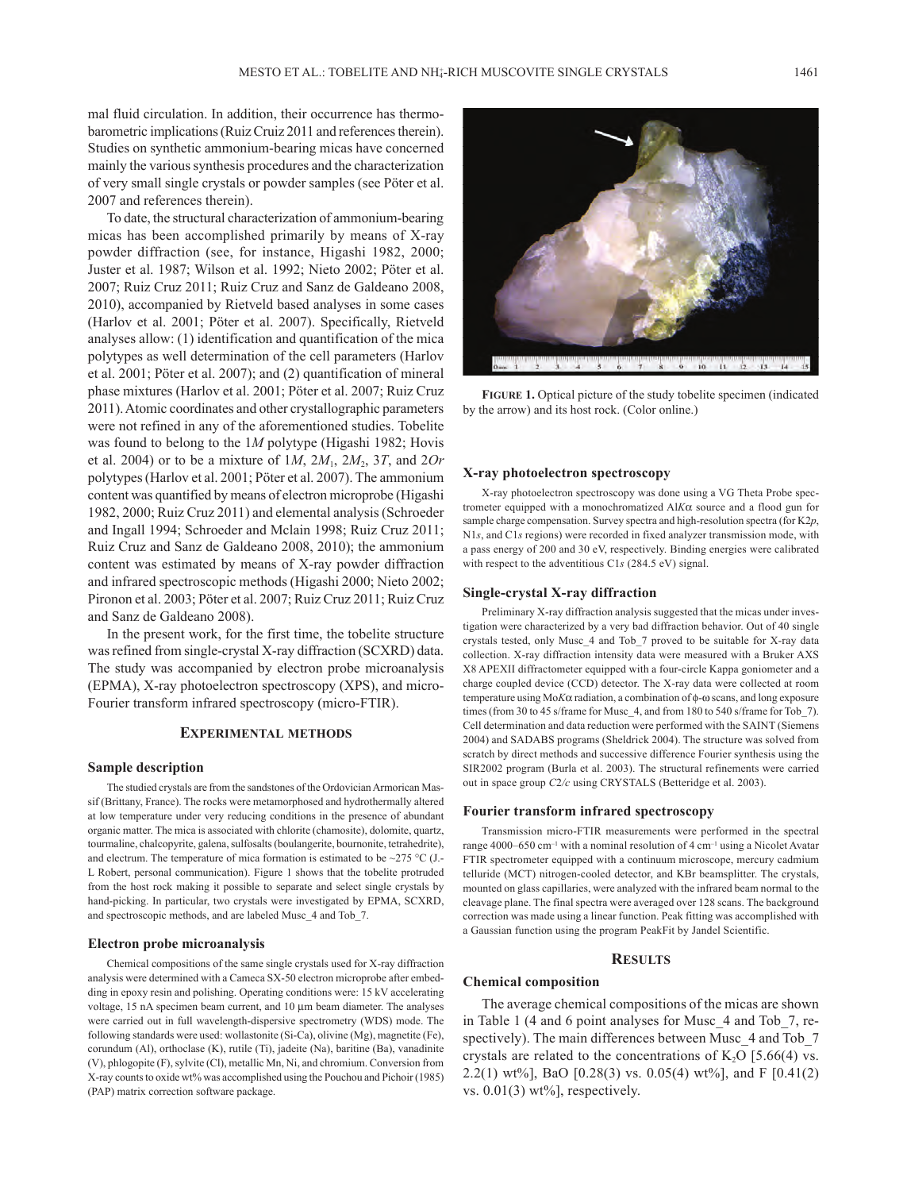mal fluid circulation. In addition, their occurrence has thermobarometric implications (Ruiz Cruiz 2011 and references therein). Studies on synthetic ammonium-bearing micas have concerned mainly the various synthesis procedures and the characterization of very small single crystals or powder samples (see Pöter et al. 2007 and references therein).

To date, the structural characterization of ammonium-bearing micas has been accomplished primarily by means of X-ray powder diffraction (see, for instance, Higashi 1982, 2000; Juster et al. 1987; Wilson et al. 1992; Nieto 2002; Pöter et al. 2007; Ruiz Cruz 2011; Ruiz Cruz and Sanz de Galdeano 2008, 2010), accompanied by Rietveld based analyses in some cases (Harlov et al. 2001; Pöter et al. 2007). Specifically, Rietveld analyses allow: (1) identification and quantification of the mica polytypes as well determination of the cell parameters (Harlov et al. 2001; Pöter et al. 2007); and (2) quantification of mineral phase mixtures (Harlov et al. 2001; Pöter et al. 2007; Ruiz Cruz 2011). Atomic coordinates and other crystallographic parameters were not refined in any of the aforementioned studies. Tobelite was found to belong to the 1*M* polytype (Higashi 1982; Hovis et al. 2004) or to be a mixture of 1*M*, 2$M_1$, 2$M_2$, 3*T*, and 2*Or* polytypes (Harlov et al. 2001; Pöter et al. 2007). The ammonium content was quantified by means of electron microprobe (Higashi 1982, 2000; Ruiz Cruz 2011) and elemental analysis (Schroeder and Ingall 1994; Schroeder and Mclain 1998; Ruiz Cruz 2011; Ruiz Cruz and Sanz de Galdeano 2008, 2010); the ammonium content was estimated by means of X-ray powder diffraction and infrared spectroscopic methods (Higashi 2000; Nieto 2002; Pironon et al. 2003; Pöter et al. 2007; Ruiz Cruz 2011; Ruiz Cruz and Sanz de Galdeano 2008).

In the present work, for the first time, the tobelite structure was refined from single-crystal X-ray diffraction (SCXRD) data. The study was accompanied by electron probe microanalysis (EPMA), X-ray photoelectron spectroscopy (XPS), and micro-Fourier transform infrared spectroscopy (micro-FTIR).

## Experimental methods

### Sample description

The studied crystals are from the sandstones of the Ordovician Armorican Massif (Brittany, France). The rocks were metamorphosed and hydrothermally altered at low temperature under very reducing conditions in the presence of abundant organic matter. The mica is associated with chlorite (chamosite), dolomite, quartz, tourmaline, chalcopyrite, galena, sulfosalts (boulangerite, bournonite, tetrahedrite), and electrum. The temperature of mica formation is estimated to be ~275 °C (J.-L Robert, personal communication). Figure 1 shows that the tobelite protruded from the host rock making it possible to separate and select single crystals by hand-picking. In particular, two crystals were investigated by EPMA, SCXRD, and spectroscopic methods, and are labeled Musc_4 and Tob_7.

### Electron probe microanalysis

Chemical compositions of the same single crystals used for X-ray diffraction analysis were determined with a Cameca SX-50 electron microprobe after embedding in epoxy resin and polishing. Operating conditions were: 15 kV accelerating voltage, 15 nA specimen beam current, and 10 μm beam diameter. The analyses were carried out in full wavelength-dispersive spectrometry (WDS) mode. The following standards were used: wollastonite (Si-Ca), olivine (Mg), magnetite (Fe), corundum (Al), orthoclase (K), rutile (Ti), jadeite (Na), baritine (Ba), vanadinite (V), phlogopite (F), sylvite (Cl), metallic Mn, Ni, and chromium. Conversion from X-ray counts to oxide wt% was accomplished using the Pouchou and Pichoir (1985) (PAP) matrix correction software package.

**Figure 1.** Optical picture of the study tobelite specimen (indicated by the arrow) and its host rock. (Color online.)

### X-ray photoelectron spectroscopy

X-ray photoelectron spectroscopy was done using a VG Theta Probe spectrometer equipped with a monochromatized Al*K*α source and a flood gun for sample charge compensation. Survey spectra and high-resolution spectra (for K2*p*, N1*s*, and C1*s* regions) were recorded in fixed analyzer transmission mode, with a pass energy of 200 and 30 eV, respectively. Binding energies were calibrated with respect to the adventitious C1*s* (284.5 eV) signal.

### Single-crystal X-ray diffraction

Preliminary X-ray diffraction analysis suggested that the micas under investigation were characterized by a very bad diffraction behavior. Out of 40 single crystals tested, only Musc_4 and Tob_7 proved to be suitable for X-ray data collection. X-ray diffraction intensity data were measured with a Bruker AXS X8 APEXII diffractometer equipped with a four-circle Kappa goniometer and a charge coupled device (CCD) detector. The X-ray data were collected at room temperature using Mo*K*α radiation, a combination of ϕ-ω scans, and long exposure times (from 30 to 45 s/frame for Musc_4, and from 180 to 540 s/frame for Tob_7). Cell determination and data reduction were performed with the SAINT (Siemens 2004) and SADABS programs (Sheldrick 2004). The structure was solved from scratch by direct methods and successive difference Fourier synthesis using the SIR2002 program (Burla et al. 2003). The structural refinements were carried out in space group *C*2/*c* using CRYSTALS (Betteridge et al. 2003).

### Fourier transform infrared spectroscopy

Transmission micro-FTIR measurements were performed in the spectral range 4000–650 $cm^{-1}$ with a nominal resolution of 4 $cm^{-1}$ using a Nicolet Avatar FTIR spectrometer equipped with a continuum microscope, mercury cadmium telluride (MCT) nitrogen-cooled detector, and KBr beamsplitter. The crystals, mounted on glass capillaries, were analyzed with the infrared beam normal to the cleavage plane. The final spectra were averaged over 128 scans. The background correction was made using a linear function. Peak fitting was accomplished with a Gaussian function using the program PeakFit by Jandel Scientific.

## Results

### Chemical composition

The average chemical compositions of the micas are shown in Table 1 (4 and 6 point analyses for Musc_4 and Tob_7, respectively). The main differences between Musc_4 and Tob_7 crystals are related to the concentrations of $K_2O$ [5.66(4) vs. 2.2(1) wt%], BaO [0.28(3) vs. 0.05(4) wt%], and F [0.41(2) vs. 0.01(3) wt%], respectively.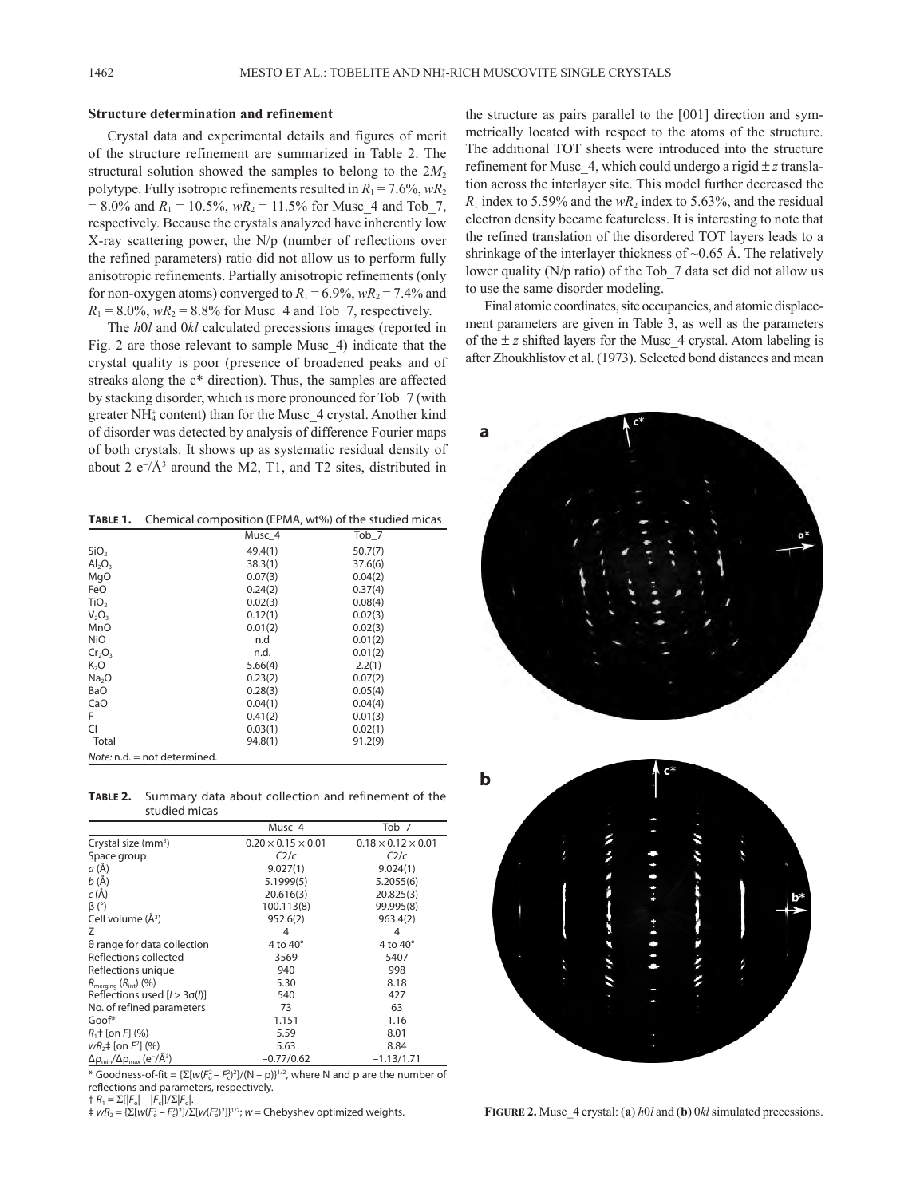### Structure determination and refinement

Crystal data and experimental details and figures of merit of the structure refinement are summarized in Table 2. The structural solution showed the samples to belong to the $2M_2$ polytype. Fully isotropic refinements resulted in $R_1 = 7.6\%$, $wR_2 = 8.0\%$ and $R_1 = 10.5\%$, $wR_2 = 11.5\%$ for Musc_4 and Tob_7, respectively. Because the crystals analyzed have inherently low X-ray scattering power, the N/p (number of reflections over the refined parameters) ratio did not allow us to perform fully anisotropic refinements. Partially anisotropic refinements (only for non-oxygen atoms) converged to $R_1 = 6.9\%$, $wR_2 = 7.4\%$ and $R_1 = 8.0\%$, $wR_2 = 8.8\%$ for Musc_4 and Tob_7, respectively.

The *h*0*l* and 0*kl* calculated precessions images (reported in Fig. 2 are those relevant to sample Musc_4) indicate that the crystal quality is poor (presence of broadened peaks and of streaks along the c* direction). Thus, the samples are affected by stacking disorder, which is more pronounced for Tob_7 (with greater $NH_4^+$ content) than for the Musc_4 crystal. Another kind of disorder was detected by analysis of difference Fourier maps of both crystals. It shows up as systematic residual density of about 2 $e^-/Å^3$ around the M2, T1, and T2 sites, distributed in the structure as pairs parallel to the [001] direction and symmetrically located with respect to the atoms of the structure. The additional TOT sheets were introduced into the structure refinement for Musc_4, which could undergo a rigid $\pm z$ translation across the interlayer site. This model further decreased the $R_1$ index to 5.59% and the $wR_2$ index to 5.63%, and the residual electron density became featureless. It is interesting to note that the refined translation of the disordered TOT layers leads to a shrinkage of the interlayer thickness of ~0.65 Å. The relatively lower quality (N/p ratio) of the Tob_7 data set did not allow us to use the same disorder modeling.

Final atomic coordinates, site occupancies, and atomic displacement parameters are given in Table 3, as well as the parameters of the $\pm z$ shifted layers for the Musc_4 crystal. Atom labeling is after Zhoukhlistov et al. (1973). Selected bond distances and mean

**TABLE 1.** Chemical composition (EPMA, wt%) of the studied micas

| | Musc_4 | Tob_7 |
|---|---|---|
| $SiO_2$ | 49.4(1) | 50.7(7) |
| $Al_2O_3$ | 38.3(1) | 37.6(6) |
| MgO | 0.07(3) | 0.04(2) |
| FeO | 0.24(2) | 0.37(4) |
| $TiO_2$ | 0.02(3) | 0.08(4) |
| $V_2O_3$ | 0.12(1) | 0.02(3) |
| MnO | 0.01(2) | 0.02(3) |
| NiO | n.d | 0.01(2) |
| $Cr_2O_3$ | n.d. | 0.01(2) |
| $K_2O$ | 5.66(4) | 2.2(1) |
| $Na_2O$ | 0.23(2) | 0.07(2) |
| BaO | 0.28(3) | 0.05(4) |
| CaO | 0.04(1) | 0.04(4) |
| F | 0.41(2) | 0.01(3) |
| Cl | 0.03(1) | 0.02(1) |
| Total | 94.8(1) | 91.2(9) |

*Note:* n.d. = not determined.

**TABLE 2.** Summary data about collection and refinement of the studied micas

| | Musc_4 | Tob_7 |
|---|---|---|
| Crystal size ($mm^3$) | 0.20 × 0.15 × 0.01 | 0.18 × 0.12 × 0.01 |
| Space group | *C*2/*c* | *C*2/*c* |
| *a* (Å) | 9.027(1) | 9.024(1) |
| *b* (Å) | 5.1999(5) | 5.2055(6) |
| *c* (Å) | 20.616(3) | 20.825(3) |
| β (°) | 100.113(8) | 99.995(8) |
| Cell volume ($Å^3$) | 952.6(2) | 963.4(2) |
| Z | 4 | 4 |
| θ range for data collection | 4 to 40° | 4 to 40° |
| Reflections collected | 3569 | 5407 |
| Reflections unique | 940 | 998 |
| $R_{merging}$ ($R_{int}$) (%) | 5.30 | 8.18 |
| Reflections used [$I > 3\sigma(I)$] | 540 | 427 |
| No. of refined parameters | 73 | 63 |
| Goof* | 1.151 | 1.16 |
| $R_1$† [on *F*] (%) | 5.59 | 8.01 |
| $wR_2$‡ [on $F^2$] (%) | 5.63 | 8.84 |
| $\Delta\rho_{min}/\Delta\rho_{max}$ ($e^-/Å^3$) | −0.77/0.62 | −1.13/1.71 |

\* Goodness-of-fit = $\{\Sigma[w(F_o^2 - F_c^2)^2]/(N - p)\}^{1/2}$, where N and p are the number of reflections and parameters, respectively.
† $R_1 = \Sigma[|F_o| - |F_c|]/\Sigma|F_o|$.
‡ $wR_2 = \{\Sigma[w(F_o^2 - F_c^2)^2]/\Sigma[w(F_o^2)^2]\}^{1/2}$; *w* = Chebyshev optimized weights.

**FIGURE 2.** Musc_4 crystal: (**a**) *h*0*l* and (**b**) 0*kl* simulated precessions.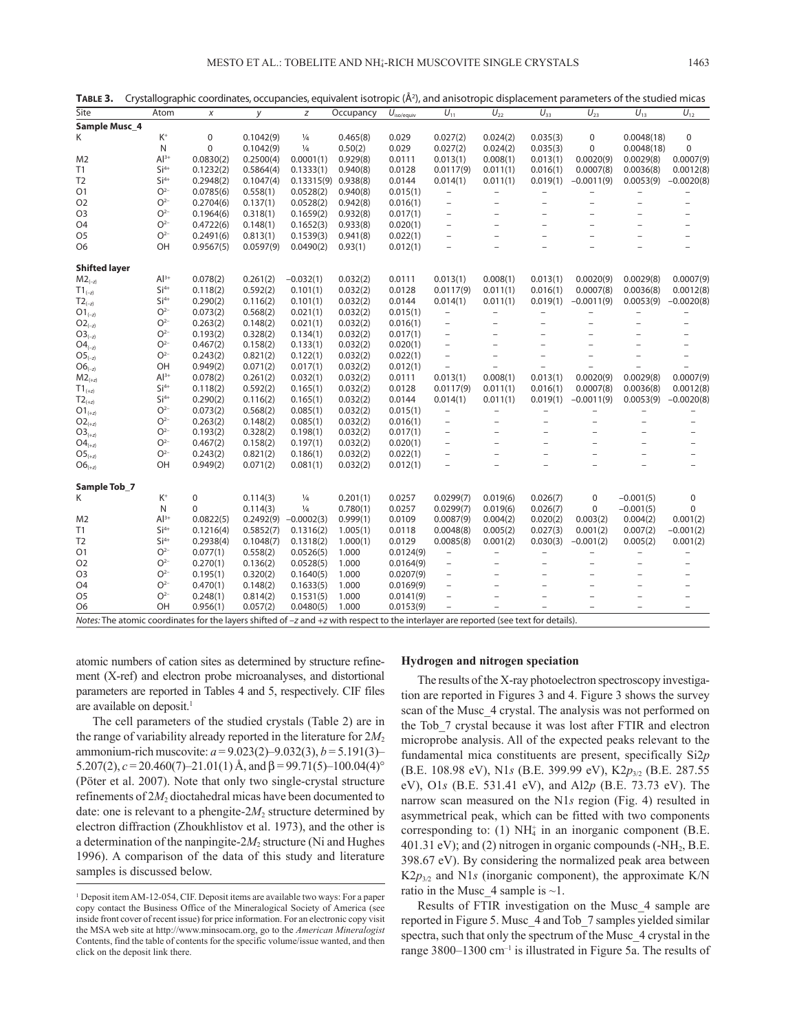**TABLE 3.** Crystallographic coordinates, occupancies, equivalent isotropic (Å$^2$), and anisotropic displacement parameters of the studied micas

| Site | Atom | $x$ | $y$ | $z$ | Occupancy | $U_{iso/equiv}$ | $U_{11}$ | $U_{22}$ | $U_{33}$ | $U_{23}$ | $U_{13}$ | $U_{12}$ |
|---|---|---|---|---|---|---|---|---|---|---|---|---|
| **Sample Musc_4** | | | | | | | | | | | | |
| K | $K^+$ | 0 | 0.1042(9) | ¼ | 0.465(8) | 0.029 | 0.027(2) | 0.024(2) | 0.035(3) | 0 | 0.0048(18) | 0 |
| | N | 0 | 0.1042(9) | ¼ | 0.50(2) | 0.029 | 0.027(2) | 0.024(2) | 0.035(3) | 0 | 0.0048(18) | 0 |
| M2 | $Al^{3+}$ | 0.0830(2) | 0.2500(4) | 0.0001(1) | 0.929(8) | 0.0111 | 0.013(1) | 0.008(1) | 0.013(1) | 0.0020(9) | 0.0029(8) | 0.0007(9) |
| T1 | $Si^{4+}$ | 0.1232(2) | 0.5864(4) | 0.1333(1) | 0.940(8) | 0.0128 | 0.0117(9) | 0.011(1) | 0.016(1) | 0.0007(8) | 0.0036(8) | 0.0012(8) |
| T2 | $Si^{4+}$ | 0.2948(2) | 0.1047(4) | 0.13315(9) | 0.938(8) | 0.0144 | 0.014(1) | 0.011(1) | 0.019(1) | −0.0011(9) | 0.0053(9) | −0.0020(8) |
| O1 | $O^{2-}$ | 0.0785(6) | 0.558(1) | 0.0528(2) | 0.940(8) | 0.015(1) | – | – | – | – | – | – |
| O2 | $O^{2-}$ | 0.2704(6) | 0.137(1) | 0.0528(2) | 0.942(8) | 0.016(1) | – | – | – | – | – | – |
| O3 | $O^{2-}$ | 0.1964(6) | 0.318(1) | 0.1659(2) | 0.932(8) | 0.017(1) | – | – | – | – | – | – |
| O4 | $O^{2-}$ | 0.4722(6) | 0.148(1) | 0.1652(3) | 0.933(8) | 0.020(1) | – | – | – | – | – | – |
| O5 | $O^{2-}$ | 0.2491(6) | 0.813(1) | 0.1539(3) | 0.941(8) | 0.022(1) | – | – | – | – | – | – |
| O6 | OH | 0.9567(5) | 0.0597(9) | 0.0490(2) | 0.93(1) | 0.012(1) | – | – | – | – | – | – |
| **Shifted layer** | | | | | | | | | | | | |
| $M2_{(-z)}$ | $Al^{3+}$ | 0.078(2) | 0.261(2) | −0.032(1) | 0.032(2) | 0.0111 | 0.013(1) | 0.008(1) | 0.013(1) | 0.0020(9) | 0.0029(8) | 0.0007(9) |
| $T1_{(-z)}$ | $Si^{4+}$ | 0.118(2) | 0.592(2) | 0.101(1) | 0.032(2) | 0.0128 | 0.0117(9) | 0.011(1) | 0.016(1) | 0.0007(8) | 0.0036(8) | 0.0012(8) |
| $T2_{(-z)}$ | $Si^{4+}$ | 0.290(2) | 0.116(2) | 0.101(1) | 0.032(2) | 0.0144 | 0.014(1) | 0.011(1) | 0.019(1) | −0.0011(9) | 0.0053(9) | −0.0020(8) |
| $O1_{(-z)}$ | $O^{2-}$ | 0.073(2) | 0.568(2) | 0.021(1) | 0.032(2) | 0.015(1) | – | – | – | – | – | – |
| $O2_{(-z)}$ | $O^{2-}$ | 0.263(2) | 0.148(2) | 0.021(1) | 0.032(2) | 0.016(1) | – | – | – | – | – | – |
| $O3_{(-z)}$ | $O^{2-}$ | 0.193(2) | 0.328(2) | 0.134(1) | 0.032(2) | 0.017(1) | – | – | – | – | – | – |
| $O4_{(-z)}$ | $O^{2-}$ | 0.467(2) | 0.158(2) | 0.133(1) | 0.032(2) | 0.020(1) | – | – | – | – | – | – |
| $O5_{(-z)}$ | $O^{2-}$ | 0.243(2) | 0.821(2) | 0.122(1) | 0.032(2) | 0.022(1) | – | – | – | – | – | – |
| $O6_{(-z)}$ | OH | 0.949(2) | 0.071(2) | 0.017(1) | 0.032(2) | 0.012(1) | – | – | – | – | – | – |
| $M2_{(+z)}$ | $Al^{3+}$ | 0.078(2) | 0.261(2) | 0.032(1) | 0.032(2) | 0.0111 | 0.013(1) | 0.008(1) | 0.013(1) | 0.0020(9) | 0.0029(8) | 0.0007(9) |
| $T1_{(+z)}$ | $Si^{4+}$ | 0.118(2) | 0.592(2) | 0.165(1) | 0.032(2) | 0.0128 | 0.0117(9) | 0.011(1) | 0.016(1) | 0.0007(8) | 0.0036(8) | 0.0012(8) |
| $T2_{(+z)}$ | $Si^{4+}$ | 0.290(2) | 0.116(2) | 0.165(1) | 0.032(2) | 0.0144 | 0.014(1) | 0.011(1) | 0.019(1) | −0.0011(9) | 0.0053(9) | −0.0020(8) |
| $O1_{(+z)}$ | $O^{2-}$ | 0.073(2) | 0.568(2) | 0.085(1) | 0.032(2) | 0.015(1) | – | – | – | – | – | – |
| $O2_{(+z)}$ | $O^{2-}$ | 0.263(2) | 0.148(2) | 0.085(1) | 0.032(2) | 0.016(1) | – | – | – | – | – | – |
| $O3_{(+z)}$ | $O^{2-}$ | 0.193(2) | 0.328(2) | 0.198(1) | 0.032(2) | 0.017(1) | – | – | – | – | – | – |
| $O4_{(+z)}$ | $O^{2-}$ | 0.467(2) | 0.158(2) | 0.197(1) | 0.032(2) | 0.020(1) | – | – | – | – | – | – |
| $O5_{(+z)}$ | $O^{2-}$ | 0.243(2) | 0.821(2) | 0.186(1) | 0.032(2) | 0.022(1) | – | – | – | – | – | – |
| $O6_{(+z)}$ | OH | 0.949(2) | 0.071(2) | 0.081(1) | 0.032(2) | 0.012(1) | – | – | – | – | – | – |
| **Sample Tob_7** | | | | | | | | | | | | |
| K | $K^+$ | 0 | 0.114(3) | ¼ | 0.201(1) | 0.0257 | 0.0299(7) | 0.019(6) | 0.026(7) | 0 | −0.001(5) | 0 |
| | N | 0 | 0.114(3) | ¼ | 0.780(1) | 0.0257 | 0.0299(7) | 0.019(6) | 0.026(7) | 0 | −0.001(5) | 0 |
| M2 | $Al^{3+}$ | 0.0822(5) | 0.2492(9) | −0.0002(3) | 0.999(1) | 0.0109 | 0.0087(9) | 0.004(2) | 0.020(2) | 0.003(2) | 0.004(2) | 0.001(2) |
| T1 | $Si^{4+}$ | 0.1216(4) | 0.5852(7) | 0.1316(2) | 1.005(1) | 0.0118 | 0.0048(8) | 0.005(2) | 0.027(3) | 0.001(2) | 0.007(2) | −0.001(2) |
| T2 | $Si^{4+}$ | 0.2938(4) | 0.1048(7) | 0.1318(2) | 1.000(1) | 0.0129 | 0.0085(8) | 0.001(2) | 0.030(3) | −0.001(2) | 0.005(2) | 0.001(2) |
| O1 | $O^{2-}$ | 0.077(1) | 0.558(2) | 0.0526(5) | 1.000 | 0.0124(9) | – | – | – | – | – | – |
| O2 | $O^{2-}$ | 0.270(1) | 0.136(2) | 0.0528(5) | 1.000 | 0.0164(9) | – | – | – | – | – | – |
| O3 | $O^{2-}$ | 0.195(1) | 0.320(2) | 0.1640(5) | 1.000 | 0.0207(9) | – | – | – | – | – | – |
| O4 | $O^{2-}$ | 0.470(1) | 0.148(2) | 0.1633(5) | 1.000 | 0.0169(9) | – | – | – | – | – | – |
| O5 | $O^{2-}$ | 0.248(1) | 0.814(2) | 0.1531(5) | 1.000 | 0.0141(9) | – | – | – | – | – | – |
| O6 | OH | 0.956(1) | 0.057(2) | 0.0480(5) | 1.000 | 0.0153(9) | – | – | – | – | – | – |

*Notes:* The atomic coordinates for the layers shifted of $-z$ and $+z$ with respect to the interlayer are reported (see text for details).

atomic numbers of cation sites as determined by structure refinement (X-ref) and electron probe microanalyses, and distortional parameters are reported in Tables 4 and 5, respectively. CIF files are available on deposit.[1]

The cell parameters of the studied crystals (Table 2) are in the range of variability already reported in the literature for $2M_2$ ammonium-rich muscovite: $a = 9.023(2)–9.032(3)$, $b = 5.191(3)–5.207(2)$, $c = 20.460(7)–21.01(1)$ Å, and $\beta = 99.71(5)–100.04(4)°$ (Pöter et al. 2007). Note that only two single-crystal structure refinements of $2M_2$ dioctahedral micas have been documented to date: one is relevant to a phengite-$2M_2$ structure determined by electron diffraction (Zhoukhlistov et al. 1973), and the other is a determination of the nanpingite-$2M_2$ structure (Ni and Hughes 1996). A comparison of the data of this study and literature samples is discussed below.

### Hydrogen and nitrogen speciation

The results of the X-ray photoelectron spectroscopy investigation are reported in Figures 3 and 4. Figure 3 shows the survey scan of the Musc_4 crystal. The analysis was not performed on the Tob_7 crystal because it was lost after FTIR and electron microprobe analysis. All of the expected peaks relevant to the fundamental mica constituents are present, specifically Si2*p* (B.E. 108.98 eV), N1*s* (B.E. 399.99 eV), K2$p_{3/2}$ (B.E. 287.55 eV), O1*s* (B.E. 531.41 eV), and Al2*p* (B.E. 73.73 eV). The narrow scan measured on the N1*s* region (Fig. 4) resulted in asymmetrical peak, which can be fitted with two components corresponding to: (1) $NH_4^+$ in an inorganic component (B.E. 401.31 eV); and (2) nitrogen in organic compounds ($-NH_2$, B.E. 398.67 eV). By considering the normalized peak area between K2$p_{3/2}$ and N1*s* (inorganic component), the approximate K/N ratio in the Musc_4 sample is ~1.

Results of FTIR investigation on the Musc_4 sample are reported in Figure 5. Musc_4 and Tob_7 samples yielded similar spectra, such that only the spectrum of the Musc_4 crystal in the range 3800–1300 cm$^{-1}$ is illustrated in Figure 5a. The results of

[1] Deposit item AM-12-054, CIF. Deposit items are available two ways: For a paper copy contact the Business Office of the Mineralogical Society of America (see inside front cover of recent issue) for price information. For an electronic copy visit the MSA web site at http://www.minsocam.org, go to the *American Mineralogist* Contents, find the table of contents for the specific volume/issue wanted, and then click on the deposit link there.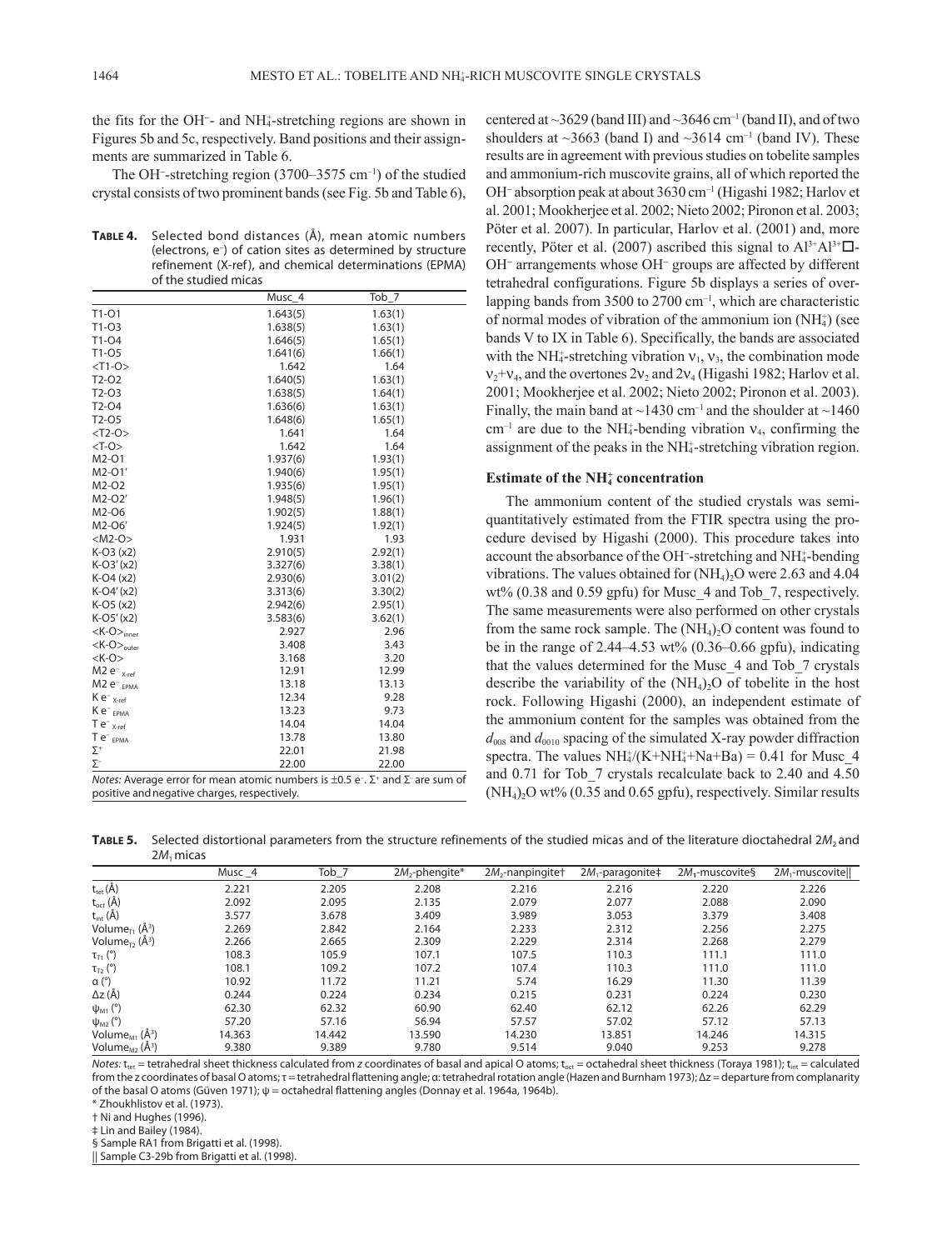the fits for the $OH^-$- and $NH_4^+$-stretching regions are shown in Figures 5b and 5c, respectively. Band positions and their assignments are summarized in Table 6.

The $OH^-$-stretching region (3700–3575 $cm^{-1}$) of the studied crystal consists of two prominent bands (see Fig. 5b and Table 6), centered at ~3629 (band III) and ~3646 $cm^{-1}$ (band II), and of two shoulders at ~3663 (band I) and ~3614 $cm^{-1}$ (band IV). These results are in agreement with previous studies on tobelite samples and ammonium-rich muscovite grains, all of which reported the $OH^-$ absorption peak at about 3630 $cm^{-1}$ (Higashi 1982; Harlov et al. 2001; Mookherjee et al. 2002; Nieto 2002; Pironon et al. 2003; Pöter et al. 2007). In particular, Harlov et al. (2001) and, more recently, Pöter et al. (2007) ascribed this signal to $Al^{3+}Al^{3+}\square$-$OH^-$ arrangements whose $OH^-$ groups are affected by different tetrahedral configurations. Figure 5b displays a series of overlapping bands from 3500 to 2700 $cm^{-1}$, which are characteristic of normal modes of vibration of the ammonium ion ($NH_4^+$) (see bands V to IX in Table 6). Specifically, the bands are associated with the $NH_4^+$-stretching vibration $\nu_1$, $\nu_3$, the combination mode $\nu_2+\nu_4$, and the overtones $2\nu_2$ and $2\nu_4$ (Higashi 1982; Harlov et al. 2001; Mookherjee et al. 2002; Nieto 2002; Pironon et al. 2003). Finally, the main band at ~1430 $cm^{-1}$ and the shoulder at ~1460 $cm^{-1}$ are due to the $NH_4^+$-bending vibration $\nu_4$, confirming the assignment of the peaks in the $NH_4^+$-stretching vibration region.

**Table 4.** Selected bond distances (Å), mean atomic numbers (electrons, $e^-$) of cation sites as determined by structure refinement (X-ref), and chemical determinations (EPMA) of the studied micas

| | Musc_4 | Tob_7 |
|---|---|---|
| T1-O1 | 1.643(5) | 1.63(1) |
| T1-O3 | 1.638(5) | 1.63(1) |
| T1-O4 | 1.646(5) | 1.65(1) |
| T1-O5 | 1.641(6) | 1.66(1) |
| <T1-O> | 1.642 | 1.64 |
| T2-O2 | 1.640(5) | 1.63(1) |
| T2-O3 | 1.638(5) | 1.64(1) |
| T2-O4 | 1.636(6) | 1.63(1) |
| T2-O5 | 1.648(6) | 1.65(1) |
| <T2-O> | 1.641 | 1.64 |
| <T-O> | 1.642 | 1.64 |
| M2-O1 | 1.937(6) | 1.93(1) |
| M2-O1′ | 1.940(6) | 1.95(1) |
| M2-O2 | 1.935(6) | 1.95(1) |
| M2-O2′ | 1.948(5) | 1.96(1) |
| M2-O6 | 1.902(5) | 1.88(1) |
| M2-O6′ | 1.924(5) | 1.92(1) |
| <M2-O> | 1.931 | 1.93 |
| K-O3 (x2) | 2.910(5) | 2.92(1) |
| K-O3′ (x2) | 3.327(6) | 3.38(1) |
| K-O4 (x2) | 2.930(6) | 3.01(2) |
| K-O4′ (x2) | 3.313(6) | 3.30(2) |
| K-O5 (x2) | 2.942(6) | 2.95(1) |
| K-O5′ (x2) | 3.583(6) | 3.62(1) |
| $<K-O>_{inner}$ | 2.927 | 2.96 |
| $<K-O>_{outer}$ | 3.408 | 3.43 |
| <K-O> | 3.168 | 3.20 |
| M2 $e^-_{X-ref}$ | 12.91 | 12.99 |
| M2 $e^-_{EPMA}$ | 13.18 | 13.13 |
| K $e^-_{X-ref}$ | 12.34 | 9.28 |
| K $e^-_{EPMA}$ | 13.23 | 9.73 |
| T $e^-_{X-ref}$ | 14.04 | 14.04 |
| T $e^-_{EPMA}$ | 13.78 | 13.80 |
| $\Sigma^+$ | 22.01 | 21.98 |
| $\Sigma^-$ | 22.00 | 22.00 |

*Notes:* Average error for mean atomic numbers is ±0.5 $e^-$. $\Sigma^+$ and $\Sigma^-$ are sum of positive and negative charges, respectively.

## Estimate of the $NH_4^+$ concentration

The ammonium content of the studied crystals was semiquantitatively estimated from the FTIR spectra using the procedure devised by Higashi (2000). This procedure takes into account the absorbance of the $OH^-$-stretching and $NH_4^+$-bending vibrations. The values obtained for $(NH_4)_2O$ were 2.63 and 4.04 wt% (0.38 and 0.59 gpfu) for Musc_4 and Tob_7, respectively. The same measurements were also performed on other crystals from the same rock sample. The $(NH_4)_2O$ content was found to be in the range of 2.44–4.53 wt% (0.36–0.66 gpfu), indicating that the values determined for the Musc_4 and Tob_7 crystals describe the variability of the $(NH_4)_2O$ of tobelite in the host rock. Following Higashi (2000), an independent estimate of the ammonium content for the samples was obtained from the $d_{008}$ and $d_{0010}$ spacing of the simulated X-ray powder diffraction spectra. The values $NH_4^+/(K+NH_4^++Na+Ba)$ = 0.41 for Musc_4 and 0.71 for Tob_7 crystals recalculate back to 2.40 and 4.50 $(NH_4)_2O$ wt% (0.35 and 0.65 gpfu), respectively. Similar results

**Table 5.** Selected distortional parameters from the structure refinements of the studied micas and of the literature dioctahedral $2M_2$ and $2M_1$ micas

| | Musc_4 | Tob_7 | $2M_2$-phengite* | $2M_2$-nanpingite† | $2M_1$-paragonite‡ | $2M_1$-muscovite§ | $2M_1$-muscovite‖ |
|---|---|---|---|---|---|---|---|
| $t_{tet}$ (Å) | 2.221 | 2.205 | 2.208 | 2.216 | 2.216 | 2.220 | 2.226 |
| $t_{oct}$ (Å) | 2.092 | 2.095 | 2.135 | 2.079 | 2.077 | 2.088 | 2.090 |
| $t_{int}$ (Å) | 3.577 | 3.678 | 3.409 | 3.989 | 3.053 | 3.379 | 3.408 |
| $Volume_{T1}$ (Å$^3$) | 2.269 | 2.842 | 2.164 | 2.233 | 2.312 | 2.256 | 2.275 |
| $Volume_{T2}$ (Å$^3$) | 2.266 | 2.665 | 2.309 | 2.229 | 2.314 | 2.268 | 2.279 |
| $\tau_{T1}$ (°) | 108.3 | 105.9 | 107.1 | 107.5 | 110.3 | 111.1 | 111.0 |
| $\tau_{T2}$ (°) | 108.1 | 109.2 | 107.2 | 107.4 | 110.3 | 111.0 | 111.0 |
| α (°) | 10.92 | 11.72 | 11.21 | 5.74 | 16.29 | 11.30 | 11.39 |
| Δz (Å) | 0.244 | 0.224 | 0.234 | 0.215 | 0.231 | 0.224 | 0.230 |
| $\psi_{M1}$ (°) | 62.30 | 62.32 | 60.90 | 62.40 | 62.12 | 62.26 | 62.29 |
| $\psi_{M2}$ (°) | 57.20 | 57.16 | 56.94 | 57.57 | 57.02 | 57.12 | 57.13 |
| $Volume_{M1}$ (Å$^3$) | 14.363 | 14.442 | 13.590 | 14.230 | 13.851 | 14.246 | 14.315 |
| $Volume_{M2}$ (Å$^3$) | 9.380 | 9.389 | 9.780 | 9.514 | 9.040 | 9.253 | 9.278 |

*Notes:* $t_{tet}$ = tetrahedral sheet thickness calculated from *z* coordinates of basal and apical O atoms; $t_{oct}$ = octahedral sheet thickness (Toraya 1981); $t_{int}$ = calculated from the *z* coordinates of basal O atoms; τ = tetrahedral flattening angle; α: tetrahedral rotation angle (Hazen and Burnham 1973); Δz = departure from complanarity of the basal O atoms (Güven 1971); ψ = octahedral flattening angles (Donnay et al. 1964a, 1964b).

\* Zhoukhlistov et al. (1973).

† Ni and Hughes (1996).

‡ Lin and Bailey (1984).

§ Sample RA1 from Brigatti et al. (1998).

‖ Sample C3-29b from Brigatti et al. (1998).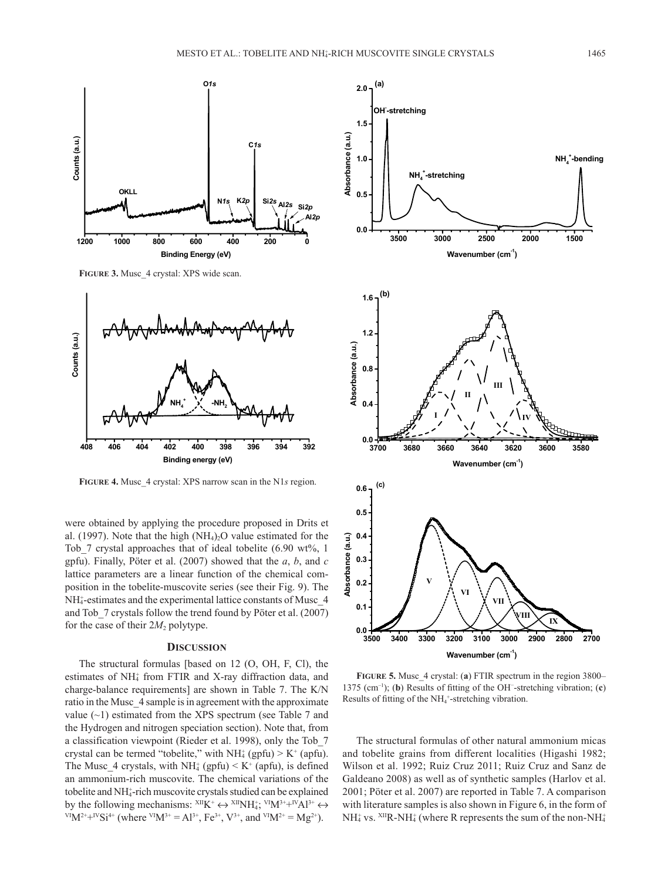**FIGURE 3.** Musc_4 crystal: XPS wide scan.

**FIGURE 4.** Musc_4 crystal: XPS narrow scan in the N1*s* region.

were obtained by applying the procedure proposed in Drits et al. (1997). Note that the high $(NH_4)_2O$ value estimated for the Tob_7 crystal approaches that of ideal tobelite (6.90 wt%, 1 gpfu). Finally, Pöter et al. (2007) showed that the *a*, *b*, and *c* lattice parameters are a linear function of the chemical composition in the tobelite-muscovite series (see their Fig. 9). The $NH_4^+$-estimates and the experimental lattice constants of Musc_4 and Tob_7 crystals follow the trend found by Pöter et al. (2007) for the case of their $2M_2$ polytype.

## DISCUSSION

The structural formulas [based on 12 (O, OH, F, Cl), the estimates of $NH_4^+$ from FTIR and X-ray diffraction data, and charge-balance requirements] are shown in Table 7. The K/N ratio in the Musc_4 sample is in agreement with the approximate value (~1) estimated from the XPS spectrum (see Table 7 and the Hydrogen and nitrogen speciation section). Note that, from a classification viewpoint (Rieder et al. 1998), only the Tob_7 crystal can be termed "tobelite," with $NH_4^+$ (gpfu) > $K^+$ (apfu). The Musc_4 crystals, with $NH_4^+$ (gpfu) < $K^+$ (apfu), is defined an ammonium-rich muscovite. The chemical variations of the tobelite and $NH_4^+$-rich muscovite crystals studied can be explained by the following mechanisms: $^{XII}K^+ \leftrightarrow {}^{XII}NH_4^+$; $^{VI}M^{3+}+{}^{IV}Al^{3+} \leftrightarrow {}^{VI}M^{2+}+{}^{IV}Si^{4+}$ (where $^{VI}M^{3+} = Al^{3+}, Fe^{3+}, V^{3+}$, and $^{VI}M^{2+} = Mg^{2+}$).

**FIGURE 5.** Musc_4 crystal: (**a**) FTIR spectrum in the region 3800–1375 (cm$^{-1}$); (**b**) Results of fitting of the $OH^-$-stretching vibration; (**c**) Results of fitting of the $NH_4^+$-stretching vibration.

The structural formulas of other natural ammonium micas and tobelite grains from different localities (Higashi 1982; Wilson et al. 1992; Ruiz Cruz 2011; Ruiz Cruz and Sanz de Galdeano 2008) as well as of synthetic samples (Harlov et al. 2001; Pöter et al. 2007) are reported in Table 7. A comparison with literature samples is also shown in Figure 6, in the form of $NH_4^+$ vs. $^{XII}R\text{-}NH_4^+$ (where R represents the sum of the non-$NH_4^+$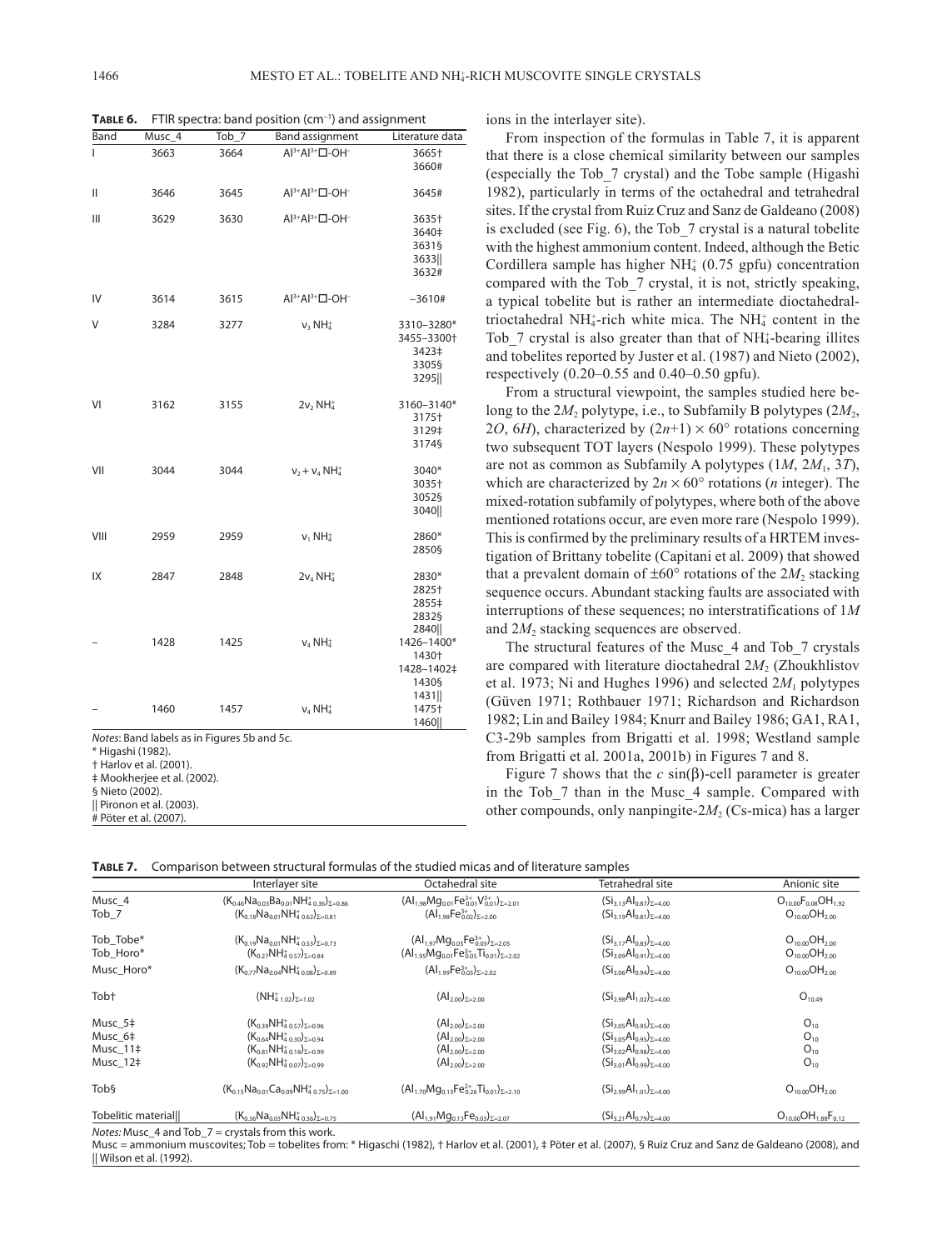**Table 6.** FTIR spectra: band position (cm$^{-1}$) and assignment

| Band | Musc_4 | Tob_7 | Band assignment | Literature data |
|---|---|---|---|---|
| I | 3663 | 3664 | $Al^{3+}Al^{3+}\square$-$OH^-$ | 3665† 3660# |
| II | 3646 | 3645 | $Al^{3+}Al^{3+}\square$-$OH^-$ | 3645# |
| III | 3629 | 3630 | $Al^{3+}Al^{3+}\square$-$OH^-$ | 3635† 3640‡ 3631§ 3633‖ 3632# |
| IV | 3614 | 3615 | $Al^{3+}Al^{3+}\square$-$OH^-$ | ~3610# |
| V | 3284 | 3277 | $\nu_3$ $NH_4^+$ | 3310–3280* 3455–3300† 3423‡ 3305§ 3295‖ |
| VI | 3162 | 3155 | $2\nu_2$ $NH_4^+$ | 3160–3140* 3175† 3129‡ 3174§ |
| VII | 3044 | 3044 | $\nu_2 + \nu_4$ $NH_4^+$ | 3040* 3035† 3052§ 3040‖ |
| VIII | 2959 | 2959 | $\nu_1$ $NH_4^+$ | 2860* 2850§ |
| IX | 2847 | 2848 | $2\nu_4$ $NH_4^+$ | 2830* 2825† 2855‡ 2832§ 2840‖ |
| – | 1428 | 1425 | $\nu_4$ $NH_4^+$ | 1426–1400* 1430† 1428–1402‡ 1430§ 1431‖ |
| – | 1460 | 1457 | $\nu_4$ $NH_4^+$ | 1475† 1460‖ |

*Notes*: Band labels as in Figures 5b and 5c.
\* Higashi (1982).
† Harlov et al. (2001).
‡ Mookherjee et al. (2002).
§ Nieto (2002).
‖ Pironon et al. (2003).
\# Pöter et al. (2007).

ions in the interlayer site).

From inspection of the formulas in Table 7, it is apparent that there is a close chemical similarity between our samples (especially the Tob_7 crystal) and the Tobe sample (Higashi 1982), particularly in terms of the octahedral and tetrahedral sites. If the crystal from Ruiz Cruz and Sanz de Galdeano (2008) is excluded (see Fig. 6), the Tob_7 crystal is a natural tobelite with the highest ammonium content. Indeed, although the Betic Cordillera sample has higher $NH_4^+$ (0.75 gpfu) concentration compared with the Tob_7 crystal, it is not, strictly speaking, a typical tobelite but is rather an intermediate dioctahedral-trioctahedral $NH_4^+$-rich white mica. The $NH_4^+$ content in the Tob_7 crystal is also greater than that of $NH_4^+$-bearing illites and tobelites reported by Juster et al. (1987) and Nieto (2002), respectively (0.20–0.55 and 0.40–0.50 gpfu).

From a structural viewpoint, the samples studied here belong to the $2M_2$ polytype, i.e., to Subfamily B polytypes ($2M_2$, $2O$, $6H$), characterized by $(2n+1) \times 60°$ rotations concerning two subsequent TOT layers (Nespolo 1999). These polytypes are not as common as Subfamily A polytypes ($1M$, $2M_1$, $3T$), which are characterized by $2n \times 60°$ rotations ($n$ integer). The mixed-rotation subfamily of polytypes, where both of the above mentioned rotations occur, are even more rare (Nespolo 1999). This is confirmed by the preliminary results of a HRTEM investigation of Brittany tobelite (Capitani et al. 2009) that showed that a prevalent domain of ±60° rotations of the $2M_2$ stacking sequence occurs. Abundant stacking faults are associated with interruptions of these sequences; no interstratifications of $1M$ and $2M_2$ stacking sequences are observed.

The structural features of the Musc_4 and Tob_7 crystals are compared with literature dioctahedral $2M_2$ (Zhoukhlistov et al. 1973; Ni and Hughes 1996) and selected $2M_1$ polytypes (Güven 1971; Rothbauer 1971; Richardson and Richardson 1982; Lin and Bailey 1984; Knurr and Bailey 1986; GA1, RA1, C3-29b samples from Brigatti et al. 1998; Westland sample from Brigatti et al. 2001a, 2001b) in Figures 7 and 8.

Figure 7 shows that the $c$ sin(β)-cell parameter is greater in the Tob_7 than in the Musc_4 sample. Compared with other compounds, only nanpingite-$2M_2$ (Cs-mica) has a larger

**Table 7.** Comparison between structural formulas of the studied micas and of literature samples

| | Interlayer site | Octahedral site | Tetrahedral site | Anionic site |
|---|---|---|---|---|
| Musc_4 | $(K_{0.46}Na_{0.03}Ba_{0.01}NH^+_{4\,0.36})_{\Sigma=0.86}$ | $(Al_{1.98}Mg_{0.01}Fe^{3+}_{0.01}V^{3+}_{0.01})_{\Sigma=2.01}$ | $(Si_{3.13}Al_{0.87})_{\Sigma=4.00}$ | $O_{10.00}F_{0.08}OH_{1.92}$ |
| Tob_7 | $(K_{0.18}Na_{0.01}NH^+_{4\,0.62})_{\Sigma=0.81}$ | $(Al_{1.98}Fe^{3+}_{0.02})_{\Sigma=2.00}$ | $(Si_{3.19}Al_{0.81})_{\Sigma=4.00}$ | $O_{10.00}OH_{2.00}$ |
| Tob_Tobe* | $(K_{0.19}Na_{0.01}NH^+_{4\,0.53})_{\Sigma=0.73}$ | $(Al_{1.97}Mg_{0.05}Fe^{3+}_{0.03})_{\Sigma=2.05}$ | $(Si_{3.17}Al_{0.83})_{\Sigma=4.00}$ | $O_{10.00}OH_{2.00}$ |
| Tob_Horo* | $(K_{0.27}NH^+_{4\,0.57})_{\Sigma=0.84}$ | $(Al_{1.95}Mg_{0.01}Fe^{3+}_{0.05}Ti_{0.01})_{\Sigma=2.02}$ | $(Si_{3.09}Al_{0.91})_{\Sigma=4.00}$ | $O_{10.00}OH_{2.00}$ |
| Musc_Horo* | $(K_{0.77}Na_{0.04}NH^+_{4\,0.08})_{\Sigma=0.89}$ | $(Al_{1.99}Fe^{3+}_{0.03})_{\Sigma=2.02}$ | $(Si_{3.06}Al_{0.94})_{\Sigma=4.00}$ | $O_{10.00}OH_{2.00}$ |
| Tob† | $(NH^+_{4\,1.02})_{\Sigma=1.02}$ | $(Al_{2.00})_{\Sigma=2.00}$ | $(Si_{2.98}Al_{1.02})_{\Sigma=4.00}$ | $O_{10.49}$ |
| Musc_5‡ | $(K_{0.39}NH^+_{4\,0.57})_{\Sigma=0.96}$ | $(Al_{2.00})_{\Sigma=2.00}$ | $(Si_{3.05}Al_{0.95})_{\Sigma=4.00}$ | $O_{10}$ |
| Musc_6‡ | $(K_{0.64}NH^+_{4\,0.30})_{\Sigma=0.94}$ | $(Al_{2.00})_{\Sigma=2.00}$ | $(Si_{3.05}Al_{0.95})_{\Sigma=4.00}$ | $O_{10}$ |
| Musc_11‡ | $(K_{0.81}NH^+_{4\,0.18})_{\Sigma=0.99}$ | $(Al_{2.00})_{\Sigma=2.00}$ | $(Si_{3.02}Al_{0.98})_{\Sigma=4.00}$ | $O_{10}$ |
| Musc_12‡ | $(K_{0.92}NH^+_{4\,0.07})_{\Sigma=0.99}$ | $(Al_{2.00})_{\Sigma=2.00}$ | $(Si_{3.01}Al_{0.99})_{\Sigma=4.00}$ | $O_{10}$ |
| Tob§ | $(K_{0.15}Na_{0.01}Ca_{0.09}NH^+_{4\,0.75})_{\Sigma=1.00}$ | $(Al_{1.70}Mg_{0.13}Fe^{2+}_{0.26}Ti_{0.01})_{\Sigma=2.10}$ | $(Si_{2.99}Al_{1.01})_{\Sigma=4.00}$ | $O_{10.00}OH_{2.00}$ |
| Tobelitic material‖ | $(K_{0.36}Na_{0.03}NH^+_{4\,0.36})_{\Sigma=0.75}$ | $(Al_{1.91}Mg_{0.13}Fe_{0.03})_{\Sigma=2.07}$ | $(Si_{3.21}Al_{0.79})_{\Sigma=4.00}$ | $O_{10.00}OH_{1.88}F_{0.12}$ |

*Notes:* Musc_4 and Tob_7 = crystals from this work.
Musc = ammonium muscovites; Tob = tobelites from: * Higaschi (1982), † Harlov et al. (2001), ‡ Pöter et al. (2007), § Ruiz Cruz and Sanz de Galdeano (2008), and ‖ Wilson et al. (1992).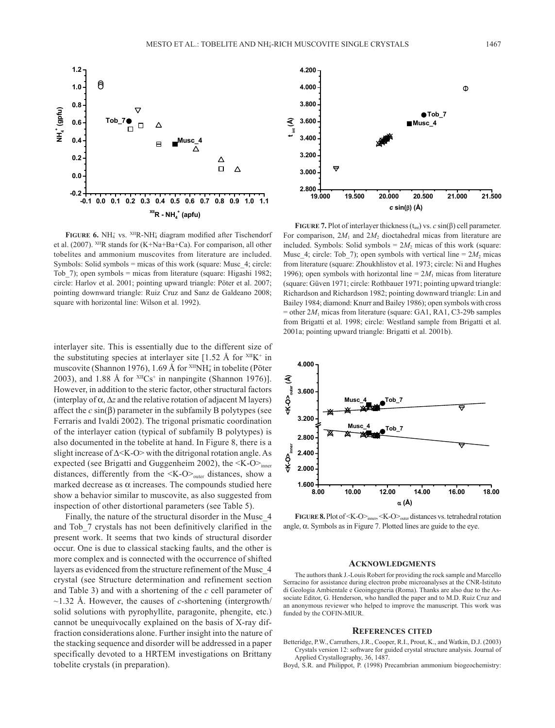**Figure 6.** $NH_4^+$ vs. $^{XII}R$-$NH_4^+$ diagram modified after Tischendorf et al. (2007). $^{XII}R$ stands for (K+Na+Ba+Ca). For comparison, all other tobelites and ammonium muscovites from literature are included. Symbols: Solid symbols = micas of this work (square: Musc_4; circle: Tob_7); open symbols = micas from literature (square: Higashi 1982; circle: Harlov et al. 2001; pointing upward triangle: Pöter et al. 2007; pointing downward triangle: Ruiz Cruz and Sanz de Galdeano 2008; square with horizontal line: Wilson et al. 1992).

**Figure 7.** Plot of interlayer thickness ($t_{int}$) vs. $c\sin(\beta)$ cell parameter. For comparison, $2M_1$ and $2M_2$ dioctahedral micas from literature are included. Symbols: Solid symbols = $2M_2$ micas of this work (square: Musc_4; circle: Tob_7); open symbols with vertical line = $2M_2$ micas from literature (square: Zhoukhlistov et al. 1973; circle: Ni and Hughes 1996); open symbols with horizontal line = $2M_1$ micas from literature (square: Güven 1971; circle: Rothbauer 1971; pointing upward triangle: Richardson and Richardson 1982; pointing downward triangle: Lin and Bailey 1984; diamond: Knurr and Bailey 1986); open symbols with cross = other $2M_1$ micas from literature (square: GA1, RA1, C3-29b samples from Brigatti et al. 1998; circle: Westland sample from Brigatti et al. 2001a; pointing upward triangle: Brigatti et al. 2001b).

interlayer site. This is essentially due to the different size of the substituting species at interlayer site [1.52 Å for $^{XII}K^+$ in muscovite (Shannon 1976), 1.69 Å for $^{XII}NH_4^+$ in tobelite (Pöter 2003), and 1.88 Å for $^{XII}Cs^+$ in nanpingite (Shannon 1976)]. However, in addition to the steric factor, other structural factors (interplay of $\alpha$, $\Delta z$ and the relative rotation of adjacent M layers) affect the $c\sin(\beta)$ parameter in the subfamily B polytypes (see Ferraris and Ivaldi 2002). The trigonal prismatic coordination of the interlayer cation (typical of subfamily B polytypes) is also documented in the tobelite at hand. In Figure 8, there is a slight increase of $\Delta$<K-O> with the ditrigonal rotation angle. As expected (see Brigatti and Guggenheim 2002), the $\langle K\text{-}O\rangle_{inner}$ distances, differently from the $\langle K\text{-}O\rangle_{outer}$ distances, show a marked decrease as $\alpha$ increases. The compounds studied here show a behavior similar to muscovite, as also suggested from inspection of other distortional parameters (see Table 5).

Finally, the nature of the structural disorder in the Musc_4 and Tob_7 crystals has not been definitively clarified in the present work. It seems that two kinds of structural disorder occur. One is due to classical stacking faults, and the other is more complex and is connected with the occurrence of shifted layers as evidenced from the structure refinement of the Musc_4 crystal (see Structure determination and refinement section and Table 3) and with a shortening of the $c$ cell parameter of ~1.32 Å. However, the causes of $c$-shortening (intergrowth/solid solutions with pyrophyllite, paragonite, phengite, etc.) cannot be unequivocally explained on the basis of X-ray diffraction considerations alone. Further insight into the nature of the stacking sequence and disorder will be addressed in a paper specifically devoted to a HRTEM investigations on Brittany tobelite crystals (in preparation).

**Figure 8.** Plot of $\langle K\text{-}O\rangle_{inner}$, $\langle K\text{-}O\rangle_{outer}$ distances vs. tetrahedral rotation angle, $\alpha$. Symbols as in Figure 7. Plotted lines are guide to the eye.

## Acknowledgments

The authors thank J.-Louis Robert for providing the rock sample and Marcello Serracino for assistance during electron probe microanalyses at the CNR-Istituto di Geologia Ambientale e Geoingegneria (Roma). Thanks are also due to the Associate Editor, G. Henderson, who handled the paper and to M.D. Ruiz Cruz and an anonymous reviewer who helped to improve the manuscript. This work was funded by the COFIN-MIUR.

## References cited

Betteridge, P.W., Carruthers, J.R., Cooper, R.I., Prout, K., and Watkin, D.J. (2003) Crystals version 12: software for guided crystal structure analysis. Journal of Applied Crystallography, 36, 1487.

Boyd, S.R. and Philippot, P. (1998) Precambrian ammonium biogeochemistry: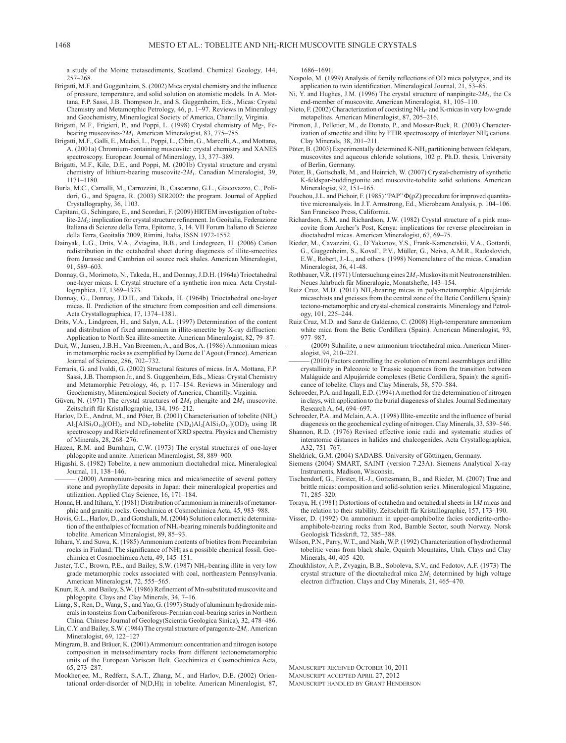a study of the Moine metasediments, Scotland. Chemical Geology, 144, 257–268.

Brigatti, M.F. and Guggenheim, S. (2002) Mica crystal chemistry and the influence of pressure, temperature, and solid solution on atomistic models. In A. Mottana, F.P. Sassi, J.B. Thompson Jr., and S. Guggenheim, Eds., Micas: Crystal Chemistry and Metamorphic Petrology, 46, p. 1–97. Reviews in Mineralogy and Geochemistry, Mineralogical Society of America, Chantilly, Virginia.

Brigatti, M.F., Frigieri, P., and Poppi, L. (1998) Crystal chemistry of Mg-, Fe-bearing muscovites-$2M_1$. American Mineralogist, 83, 775–785.

Brigatti, M.F., Galli, E., Medici, L., Poppi, L., Cibin, G., Marcelli, A., and Mottana, A. (2001a) Chromium-containing muscovite: crystal chemistry and XANES spectroscopy. European Journal of Mineralogy, 13, 377–389.

Brigatti, M.F., Kile, D.E., and Poppi, M. (2001b) Crystal structure and crystal chemistry of lithium-bearing muscovite-$2M_1$. Canadian Mineralogist, 39, 1171–1180.

Burla, M.C., Camalli, M., Carrozzini, B., Cascarano, G.L., Giacovazzo, C., Polidori, G., and Spagna, R. (2003) SIR2002: the program. Journal of Applied Crystallography, 36, 1103.

Capitani, G., Schingaro, E., and Scordari, F. (2009) HRTEM investigation of tobelite-$2M_2$: implication for crystal structure refinement. In Geoitalia, Federazione Italiana di Scienze della Terra, Epitome, 3, 14. VII Forum Italiano di Scienze della Terra, Geoitalia 2009, Rimini, Italia, ISSN 1972-1552.

Dainyak, L.G., Drits, V.A., Zviagina, B.B., and Lindegreen, H. (2006) Cation redistribution in the octahedral sheet during diagenesis of illite-smectites from Jurassic and Cambrian oil source rock shales. American Mineralogist, 91, 589–603.

Donnay, G., Morimoto, N., Takeda, H., and Donnay, J.D.H. (1964a) Trioctahedral one-layer micas. I. Crystal structure of a synthetic iron mica. Acta Crystallographica, 17, 1369–1373.

Donnay, G., Donnay, J.D.H., and Takeda, H. (1964b) Trioctahedral one-layer micas. II. Prediction of the structure from composition and cell dimensions. Acta Crystallographica, 17, 1374–1381.

Drits, V.A., Lindgreen, H., and Salyn, A.L. (1997) Determination of the content and distribution of fixed ammonium in illite-smectite by X-ray diffraction: Application to North Sea illite-smectite. American Mineralogist, 82, 79–87.

Duit, W., Jansen, J.B.H., Van Breemen, A., and Bos, A. (1986) Ammonium micas in metamorphic rocks as exemplified by Dome de l'Agout (France). American Journal of Science, 286, 702–732.

Ferraris, G. and Ivaldi, G. (2002) Structural features of micas. In A. Mottana, F.P. Sassi, J.B. Thompson Jr., and S. Guggenheim, Eds., Micas: Crystal Chemistry and Metamorphic Petrology, 46, p. 117–154. Reviews in Mineralogy and Geochemistry, Mineralogical Society of America, Chantilly, Virginia.

Güven, N. (1971) The crystal structures of $2M_1$ phengite and $2M_1$ muscovite. Zeitschrift für Kristallographie, 134, 196–212.

Harlov, D.E., Andrut, M., and Pöter, B. (2001) Characterisation of tobelite $(NH_4)Al_2[AlSi_3O_{10}](OH)_2$ and $ND_4$-tobelite $(ND_4)Al_2[AlSi_3O_{10}](OD)_2$ using IR spectroscopy and Rietveld refinement of XRD spectra. Physics and Chemistry of Minerals, 28, 268–276.

Hazen, R.M. and Burnham, C.W. (1973) The crystal structures of one-layer phlogopite and annite. American Mineralogist, 58, 889–900.

Higashi, S. (1982) Tobelite, a new ammonium dioctahedral mica. Mineralogical Journal, 11, 138–146.

——— (2000) Ammonium-bearing mica and mica/smectite of several pottery stone and pyrophyllite deposits in Japan: their mineralogical properties and utilization. Applied Clay Science, 16, 171–184.

Honna, H. and Itihara, Y. (1981) Distribution of ammonium in minerals of metamorphic and granitic rocks. Geochimica et Cosmochimica Acta, 45, 983–988.

Hovis, G.L., Harlov, D., and Gottshalk, M. (2004) Solution calorimetric determination of the enthalpies of formation of $NH_4$-bearing minerals buddingtonite and tobelite. American Mineralogist, 89, 85–93.

Itihara, Y. and Suwa, K. (1985) Ammonium contents of biotites from Precambrian rocks in Finland: The significance of $NH_4^+$ as a possible chemical fossil. Geochimica et Cosmochimica Acta, 49, 145–151.

Juster, T.C., Brown, P.E., and Bailey, S.W. (1987) $NH_4$-bearing illite in very low grade metamorphic rocks associated with coal, northeastern Pennsylvania. American Mineralogist, 72, 555–565.

Knurr, R.A. and Bailey, S.W. (1986) Refinement of Mn-substituted muscovite and phlogopite. Clays and Clay Minerals, 34, 7–16.

Liang, S., Ren, D., Wang, S., and Yao, G. (1997) Study of aluminum hydroxide minerals in tonsteins from Carboniferous-Permian coal-bearing series in Northern China. Chinese Journal of Geology(Scientia Geologica Sinica), 32, 478–486.

Lin, C.Y. and Bailey, S.W. (1984) The crystal structure of paragonite-$2M_1$. American Mineralogist, 69, 122–127

Mingram, B. and Bräuer, K. (2001) Ammonium concentration and nitrogen isotope composition in metasedimentary rocks from different tectonometamorphic units of the European Variscan Belt. Geochimica et Cosmochimica Acta, 65, 273–287.

Mookherjee, M., Redfern, S.A.T., Zhang, M., and Harlov, D.E. (2002) Orientational order-disorder of $N(D,H)_4^+$ in tobelite. American Mineralogist, 87, 1686–1691.

Nespolo, M. (1999) Analysis of family reflections of OD mica polytypes, and its application to twin identification. Mineralogical Journal, 21, 53–85.

Ni, Y. and Hughes, J.M. (1996) The crystal structure of nanpingite-$2M_2$, the Cs end-member of muscovite. American Mineralogist, 81, 105–110.

Nieto, F. (2002) Characterization of coexisting $NH_4$- and K-micas in very low-grade metapelites. American Mineralogist, 87, 205–216.

Pironon, J., Pelletier, M., de Donato, P., and Mosser-Ruck, R. (2003) Characterization of smectite and illite by FTIR spectroscopy of interlayer $NH_4^+$ cations. Clay Minerals, 38, 201–211.

Pöter, B. (2003) Experimentally determined K-$NH_4$ partitioning between feldspars, muscovites and aqueous chloride solutions, 102 p. Ph.D. thesis, University of Berlin, Germany.

Pöter, B., Gottschalk, M., and Heinrich, W. (2007) Crystal-chemistry of synthetic K-feldspar-buddingtonite and muscovite-tobelite solid solutions. American Mineralogist, 92, 151–165.

Pouchou, J.L. and Pichoir, F. (1985) "PAP" $\Phi(\rho Z)$ procedure for improved quantitative microanalysis. In J.T. Armstrong, Ed., Microbeam Analysis, p. 104–106. San Francisco Press, California.

Richardson, S.M. and Richardson, J.W. (1982) Crystal structure of a pink muscovite from Archer's Post, Kenya: implications for reverse pleochroism in dioctahedral micas. American Mineralogist, 67, 69–75.

Rieder, M., Cavazzini, G., D'Yakonov, Y.S., Frank-Kamenetskii, V.A., Gottardi, G., Guggenheim, S., Koval', P.V., Müller, G., Neiva, A.M.R., Radoslovich, E.W., Robert, J.-L., and others. (1998) Nomenclature of the micas. Canadian Mineralogist, 36, 41-48.

Rothbauer, V.R. (1971) Untersuchung eines $2M_1$-Muskovits mit Neutronenstrahlen. Neues Jahrbuch für Mineralogie, Monatshefte, 143–154.

Ruiz Cruz, M.D. (2011) $NH_4$-bearing micas in poly-metamorphic Alpujárride micaschists and gneisses from the central zone of the Betic Cordillera (Spain): tectono-metamorphic and crystal-chemical constraints. Mineralogy and Petrology, 101, 225–244.

Ruiz Cruz, M.D. and Sanz de Galdeano, C. (2008) High-temperature ammonium white mica from the Betic Cordillera (Spain). American Mineralogist, 93, 977–987.

——— (2009) Suhailite, a new ammonium trioctahedral mica. American Mineralogist, 94, 210–221.

——— (2010) Factors controlling the evolution of mineral assemblages and illite crystallinity in Paleozoic to Triassic sequences from the transition between Maláguide and Alpujárride complexes (Betic Cordillera, Spain): the significance of tobelite. Clays and Clay Minerals, 58, 570–584.

Schroeder, P.A. and Ingall, E.D. (1994) A method for the determination of nitrogen in clays, with application to the burial diagenesis of shales. Journal Sedimentary Research A, 64, 694–697.

Schroeder, P.A. and Mclain, A.A. (1998) Illite-smectite and the influence of burial diagenesis on the geochemical cycling of nitrogen. Clay Minerals, 33, 539–546.

Shannon, R.D. (1976) Revised effective ionic radii and systematic studies of interatomic distances in halides and chalcogenides. Acta Crystallographica, A32, 751–767.

Sheldrick, G.M. (2004) SADABS. University of Göttingen, Germany.

Siemens (2004) SMART, SAINT (version 7.23A). Siemens Analytical X-ray Instruments, Madison, Wisconsin.

Tischendorf, G., Förster, H.-J., Gottesmann, B., and Rieder, M. (2007) True and brittle micas: composition and solid-solution series. Mineralogical Magazine, 71, 285–320.

Toraya, H. (1981) Distortions of octahedra and octahedral sheets in $1M$ micas and the relation to their stability. Zeitschrift für Kristallographie, 157, 173–190.

Visser, D. (1992) On ammonium in upper-amphibolite facies cordierite-orthoamphibole-bearing rocks from Rod, Bamble Sector, south Norway. Norsk Geologisk Tidsskrift, 72, 385–388.

Wilson, P.N., Parry, W.T., and Nash, W.P. (1992) Characterization of hydrothermal tobelitic veins from black shale, Oquirrh Mountains, Utah. Clays and Clay Minerals, 40, 405–420.

Zhoukhlistov, A.P., Zvyagin, B.B., Soboleva, S.V., and Fedotov, A.F. (1973) The crystal structure of the dioctahedral mica $2M_2$ determined by high voltage electron diffraction. Clays and Clay Minerals, 21, 465–470.

Manuscript received October 10, 2011
Manuscript accepted April 27, 2012
Manuscript handled by Grant Henderson